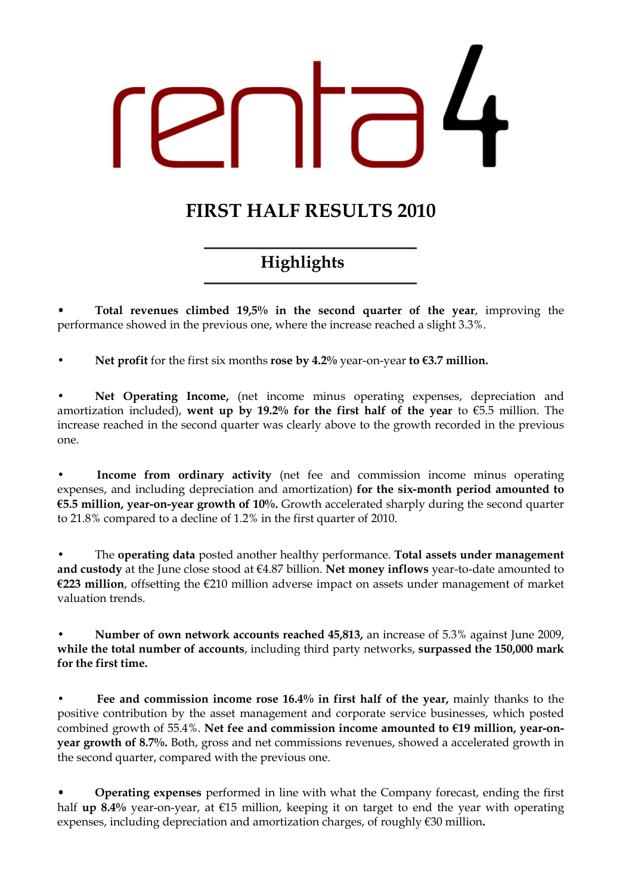renta4

# FIRST HALF RESULTS 2010

## Highlights

- **Total revenues climbed 19,5% in the second quarter of the year**, improving the performance showed in the previous one, where the increase reached a slight 3.3%.

- **Net profit** for the first six months **rose by 4.2%** year-on-year **to €3.7 million.**

- **Net Operating Income,** (net income minus operating expenses, depreciation and amortization included), **went up by 19.2% for the first half of the year** to €5.5 million. The increase reached in the second quarter was clearly above to the growth recorded in the previous one.

- **Income from ordinary activity** (net fee and commission income minus operating expenses, and including depreciation and amortization) **for the six-month period amounted to €5.5 million, year-on-year growth of 10%.** Growth accelerated sharply during the second quarter to 21.8% compared to a decline of 1.2% in the first quarter of 2010.

- The **operating data** posted another healthy performance. **Total assets under management and custody** at the June close stood at €4.87 billion. **Net money inflows** year-to-date amounted to **€223 million**, offsetting the €210 million adverse impact on assets under management of market valuation trends.

- **Number of own network accounts reached 45,813,** an increase of 5.3% against June 2009, **while the total number of accounts**, including third party networks, **surpassed the 150,000 mark for the first time.**

- **Fee and commission income rose 16.4% in first half of the year,** mainly thanks to the positive contribution by the asset management and corporate service businesses, which posted combined growth of 55.4%. **Net fee and commission income amounted to €19 million, year-on-year growth of 8.7%.** Both, gross and net commissions revenues, showed a accelerated growth in the second quarter, compared with the previous one.

- **Operating expenses** performed in line with what the Company forecast, ending the first half **up 8.4%** year-on-year, at €15 million, keeping it on target to end the year with operating expenses, including depreciation and amortization charges, of roughly €30 million**.**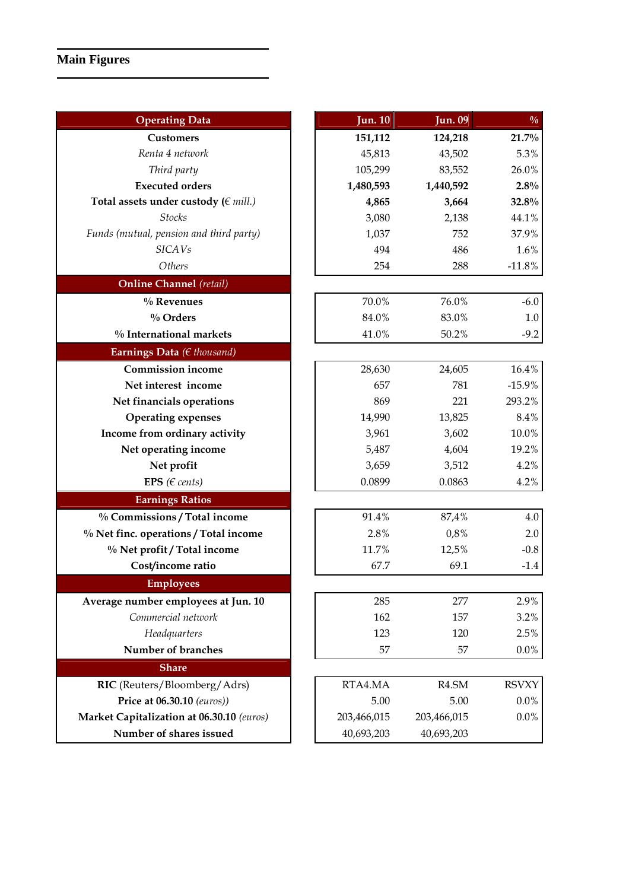## Main Figures

| Operating Data | Jun. 10 | Jun. 09 | % |
|---|---|---|---|
| **Customers** | **151,112** | **124,218** | **21.7%** |
| *Renta 4 network* | 45,813 | 43,502 | 5.3% |
| *Third party* | 105,299 | 83,552 | 26.0% |
| **Executed orders** | **1,480,593** | **1,440,592** | **2.8%** |
| **Total assets under custody** *(€ mill.)* | **4,865** | **3,664** | **32.8%** |
| *Stocks* | 3,080 | 2,138 | 44.1% |
| *Funds (mutual, pension and third party)* | 1,037 | 752 | 37.9% |
| *SICAVs* | 494 | 486 | 1.6% |
| *Others* | 254 | 288 | -11.8% |
| **Online Channel** *(retail)* | | | |
| **% Revenues** | 70.0% | 76.0% | -6.0 |
| **% Orders** | 84.0% | 83.0% | 1.0 |
| **% International markets** | 41.0% | 50.2% | -9.2 |
| **Earnings Data** *(€ thousand)* | | | |
| **Commission income** | 28,630 | 24,605 | 16.4% |
| **Net interest income** | 657 | 781 | -15.9% |
| **Net financials operations** | 869 | 221 | 293.2% |
| **Operating expenses** | 14,990 | 13,825 | 8.4% |
| **Income from ordinary activity** | 3,961 | 3,602 | 10.0% |
| **Net operating income** | 5,487 | 4,604 | 19.2% |
| **Net profit** | 3,659 | 3,512 | 4.2% |
| **EPS** *(€ cents)* | 0.0899 | 0.0863 | 4.2% |
| **Earnings Ratios** | | | |
| **% Commissions / Total income** | 91.4% | 87,4% | 4.0 |
| **% Net finc. operations / Total income** | 2.8% | 0,8% | 2.0 |
| **% Net profit / Total income** | 11.7% | 12,5% | -0.8 |
| **Cost/income ratio** | 67.7 | 69.1 | -1.4 |
| **Employees** | | | |
| **Average number employees at Jun. 10** | 285 | 277 | 2.9% |
| *Commercial network* | 162 | 157 | 3.2% |
| *Headquarters* | 123 | 120 | 2.5% |
| **Number of branches** | 57 | 57 | 0.0% |
| **Share** | | | |
| **RIC** (Reuters/Bloomberg/Adrs) | RTA4.MA | R4.SM | RSVXY |
| **Price at 06.30.10** *(euros))* | 5.00 | 5.00 | 0.0% |
| **Market Capitalization at 06.30.10** *(euros)* | 203,466,015 | 203,466,015 | 0.0% |
| **Number of shares issued** | 40,693,203 | 40,693,203 | |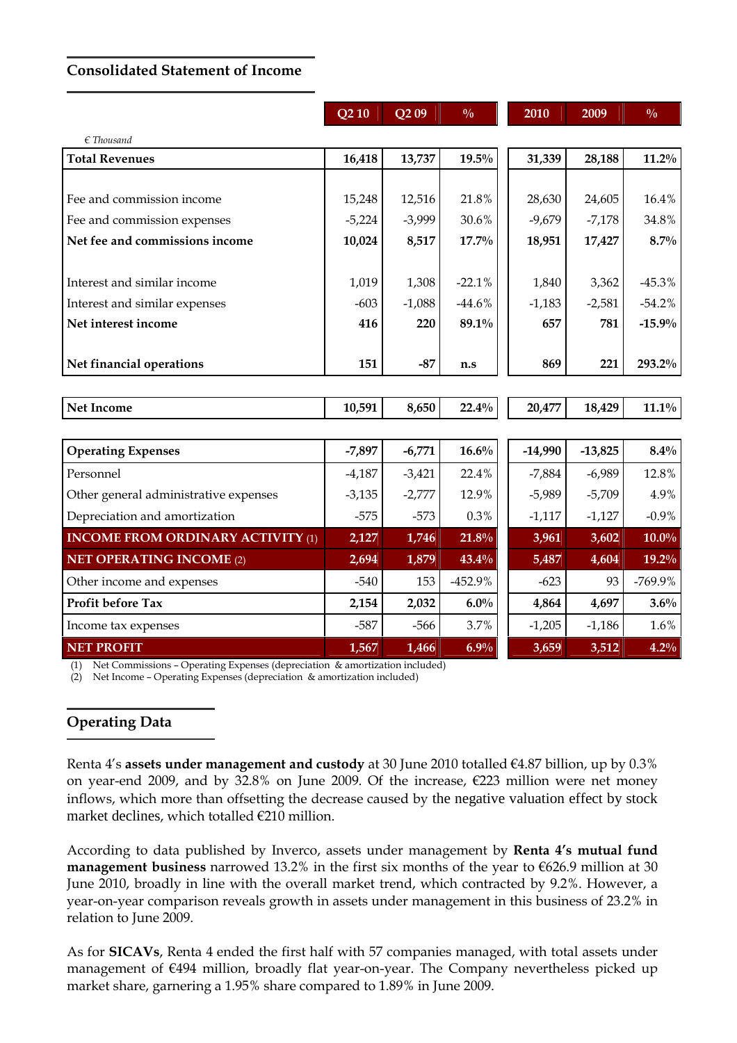## Consolidated Statement of Income

| *€ Thousand* | Q2 10 | Q2 09 | % | 2010 | 2009 | % |
|---|---|---|---|---|---|---|
| **Total Revenues** | **16,418** | **13,737** | **19.5%** | **31,339** | **28,188** | **11.2%** |
| Fee and commission income | 15,248 | 12,516 | 21.8% | 28,630 | 24,605 | 16.4% |
| Fee and commission expenses | -5,224 | -3,999 | 30.6% | -9,679 | -7,178 | 34.8% |
| **Net fee and commissions income** | **10,024** | **8,517** | **17.7%** | **18,951** | **17,427** | **8.7%** |
| Interest and similar income | 1,019 | 1,308 | -22.1% | 1,840 | 3,362 | -45.3% |
| Interest and similar expenses | -603 | -1,088 | -44.6% | -1,183 | -2,581 | -54.2% |
| **Net interest income** | **416** | **220** | **89.1%** | **657** | **781** | **-15.9%** |
| **Net financial operations** | **151** | **-87** | **n.s** | **869** | **221** | **293.2%** |
| **Net Income** | **10,591** | **8,650** | **22.4%** | **20,477** | **18,429** | **11.1%** |
| **Operating Expenses** | **-7,897** | **-6,771** | **16.6%** | **-14,990** | **-13,825** | **8.4%** |
| Personnel | -4,187 | -3,421 | 22.4% | -7,884 | -6,989 | 12.8% |
| Other general administrative expenses | -3,135 | -2,777 | 12.9% | -5,989 | -5,709 | 4.9% |
| Depreciation and amortization | -575 | -573 | 0.3% | -1,117 | -1,127 | -0.9% |
| **INCOME FROM ORDINARY ACTIVITY (1)** | **2,127** | **1,746** | **21.8%** | **3,961** | **3,602** | **10.0%** |
| **NET OPERATING INCOME (2)** | **2,694** | **1,879** | **43.4%** | **5,487** | **4,604** | **19.2%** |
| Other income and expenses | -540 | 153 | -452.9% | -623 | 93 | -769.9% |
| **Profit before Tax** | **2,154** | **2,032** | **6.0%** | **4,864** | **4,697** | **3.6%** |
| Income tax expenses | -587 | -566 | 3.7% | -1,205 | -1,186 | 1.6% |
| **NET PROFIT** | **1,567** | **1,466** | **6.9%** | **3,659** | **3,512** | **4.2%** |

(1) Net Commissions – Operating Expenses (depreciation & amortization included)
(2) Net Income – Operating Expenses (depreciation & amortization included)

## Operating Data

Renta 4's **assets under management and custody** at 30 June 2010 totalled €4.87 billion, up by 0.3% on year-end 2009, and by 32.8% on June 2009. Of the increase, €223 million were net money inflows, which more than offsetting the decrease caused by the negative valuation effect by stock market declines, which totalled €210 million.

According to data published by Inverco, assets under management by **Renta 4's mutual fund management business** narrowed 13.2% in the first six months of the year to €626.9 million at 30 June 2010, broadly in line with the overall market trend, which contracted by 9.2%. However, a year-on-year comparison reveals growth in assets under management in this business of 23.2% in relation to June 2009.

As for **SICAVs**, Renta 4 ended the first half with 57 companies managed, with total assets under management of €494 million, broadly flat year-on-year. The Company nevertheless picked up market share, garnering a 1.95% share compared to 1.89% in June 2009.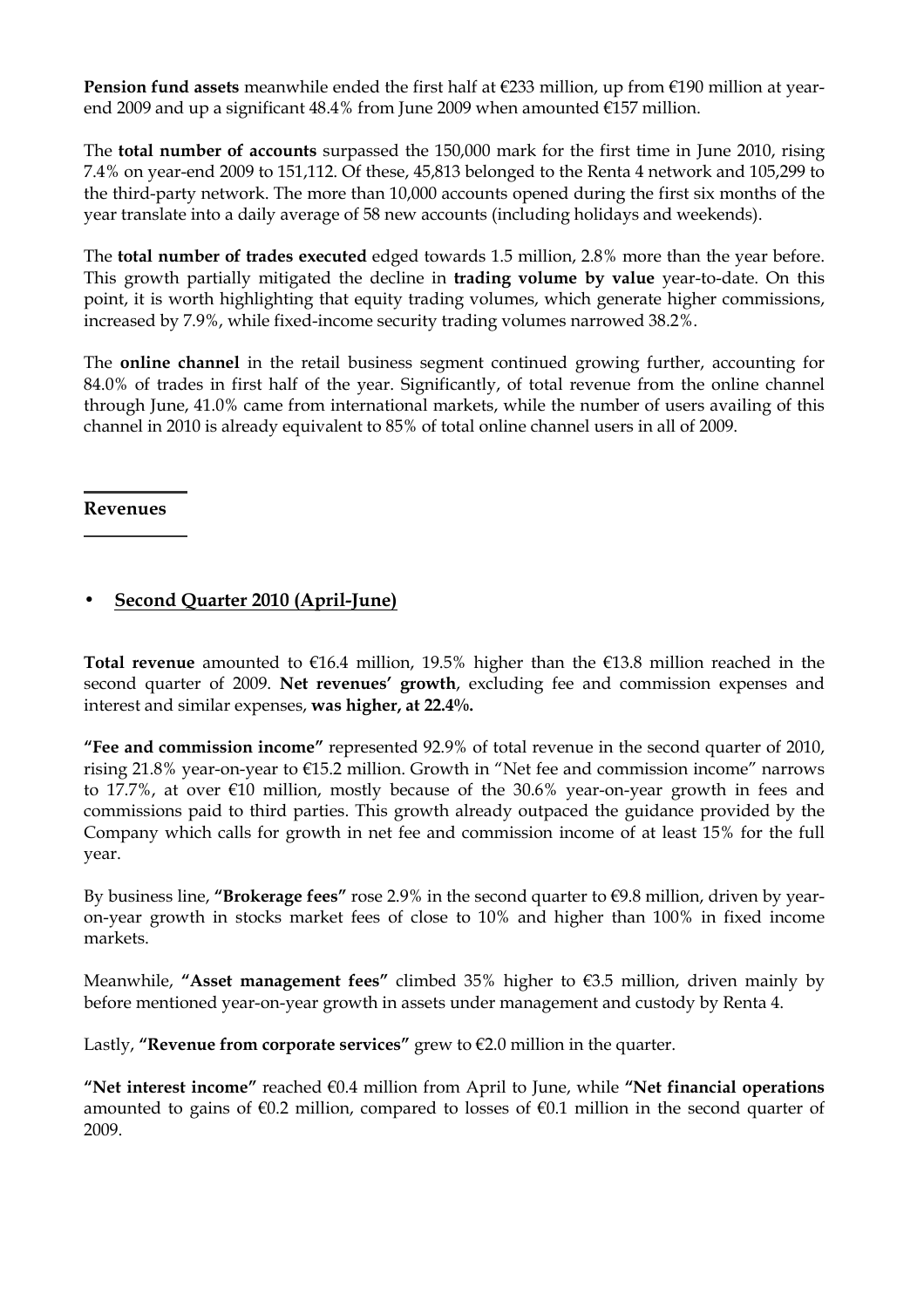**Pension fund assets** meanwhile ended the first half at €233 million, up from €190 million at year-end 2009 and up a significant 48.4% from June 2009 when amounted €157 million.

The **total number of accounts** surpassed the 150,000 mark for the first time in June 2010, rising 7.4% on year-end 2009 to 151,112. Of these, 45,813 belonged to the Renta 4 network and 105,299 to the third-party network. The more than 10,000 accounts opened during the first six months of the year translate into a daily average of 58 new accounts (including holidays and weekends).

The **total number of trades executed** edged towards 1.5 million, 2.8% more than the year before. This growth partially mitigated the decline in **trading volume by value** year-to-date. On this point, it is worth highlighting that equity trading volumes, which generate higher commissions, increased by 7.9%, while fixed-income security trading volumes narrowed 38.2%.

The **online channel** in the retail business segment continued growing further, accounting for 84.0% of trades in first half of the year. Significantly, of total revenue from the online channel through June, 41.0% came from international markets, while the number of users availing of this channel in 2010 is already equivalent to 85% of total online channel users in all of 2009.

## Revenues

- **Second Quarter 2010 (April-June)**

**Total revenue** amounted to €16.4 million, 19.5% higher than the €13.8 million reached in the second quarter of 2009. **Net revenues' growth**, excluding fee and commission expenses and interest and similar expenses, **was higher, at 22.4%.**

**"Fee and commission income"** represented 92.9% of total revenue in the second quarter of 2010, rising 21.8% year-on-year to €15.2 million. Growth in "Net fee and commission income" narrows to 17.7%, at over €10 million, mostly because of the 30.6% year-on-year growth in fees and commissions paid to third parties. This growth already outpaced the guidance provided by the Company which calls for growth in net fee and commission income of at least 15% for the full year.

By business line, **"Brokerage fees"** rose 2.9% in the second quarter to €9.8 million, driven by year-on-year growth in stocks market fees of close to 10% and higher than 100% in fixed income markets.

Meanwhile, **"Asset management fees"** climbed 35% higher to €3.5 million, driven mainly by before mentioned year-on-year growth in assets under management and custody by Renta 4.

Lastly, **"Revenue from corporate services"** grew to €2.0 million in the quarter.

**"Net interest income"** reached €0.4 million from April to June, while **"Net financial operations** amounted to gains of €0.2 million, compared to losses of €0.1 million in the second quarter of 2009.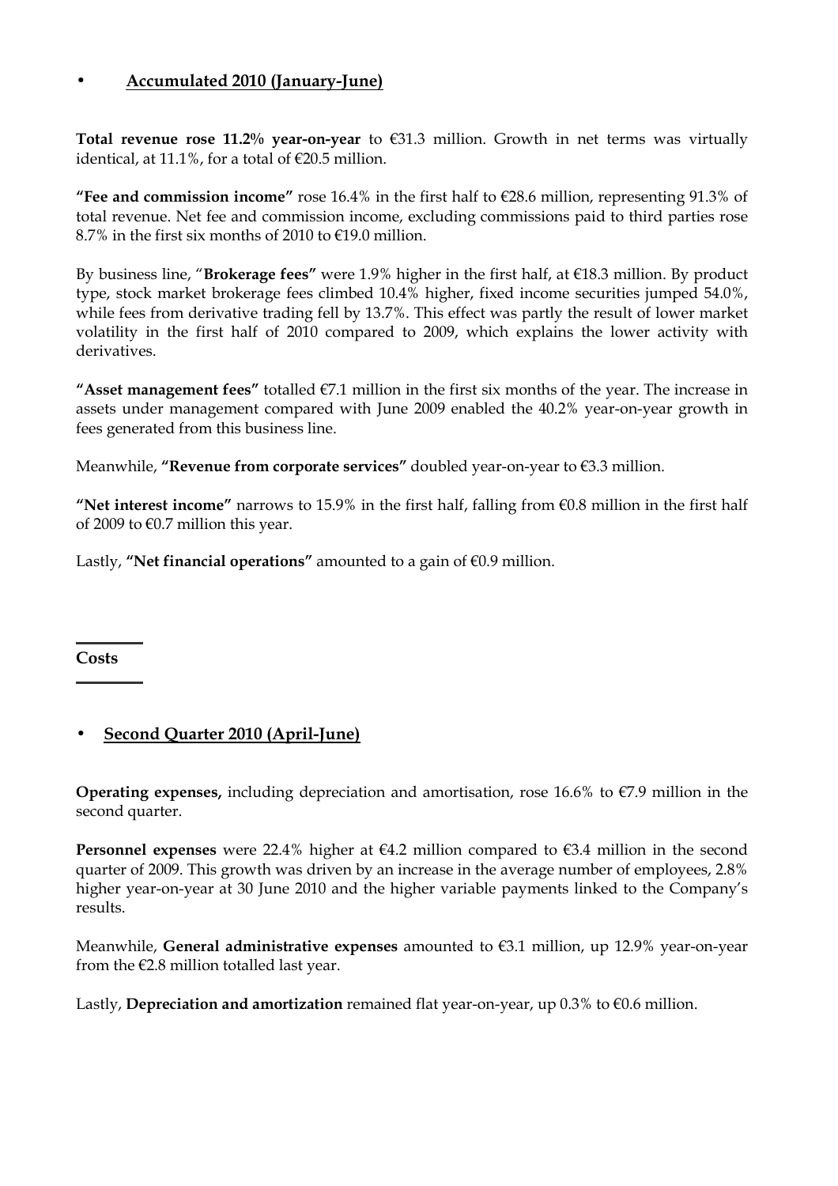- **Accumulated 2010 (January-June)**

**Total revenue rose 11.2% year-on-year** to €31.3 million. Growth in net terms was virtually identical, at 11.1%, for a total of €20.5 million.

**"Fee and commission income"** rose 16.4% in the first half to €28.6 million, representing 91.3% of total revenue. Net fee and commission income, excluding commissions paid to third parties rose 8.7% in the first six months of 2010 to €19.0 million.

By business line, "**Brokerage fees"** were 1.9% higher in the first half, at €18.3 million. By product type, stock market brokerage fees climbed 10.4% higher, fixed income securities jumped 54.0%, while fees from derivative trading fell by 13.7%. This effect was partly the result of lower market volatility in the first half of 2010 compared to 2009, which explains the lower activity with derivatives.

**"Asset management fees"** totalled €7.1 million in the first six months of the year. The increase in assets under management compared with June 2009 enabled the 40.2% year-on-year growth in fees generated from this business line.

Meanwhile, **"Revenue from corporate services"** doubled year-on-year to €3.3 million.

**"Net interest income"** narrows to 15.9% in the first half, falling from €0.8 million in the first half of 2009 to €0.7 million this year.

Lastly, **"Net financial operations"** amounted to a gain of €0.9 million.

## Costs

- **Second Quarter 2010 (April-June)**

**Operating expenses,** including depreciation and amortisation, rose 16.6% to €7.9 million in the second quarter.

**Personnel expenses** were 22.4% higher at €4.2 million compared to €3.4 million in the second quarter of 2009. This growth was driven by an increase in the average number of employees, 2.8% higher year-on-year at 30 June 2010 and the higher variable payments linked to the Company's results.

Meanwhile, **General administrative expenses** amounted to €3.1 million, up 12.9% year-on-year from the €2.8 million totalled last year.

Lastly, **Depreciation and amortization** remained flat year-on-year, up 0.3% to €0.6 million.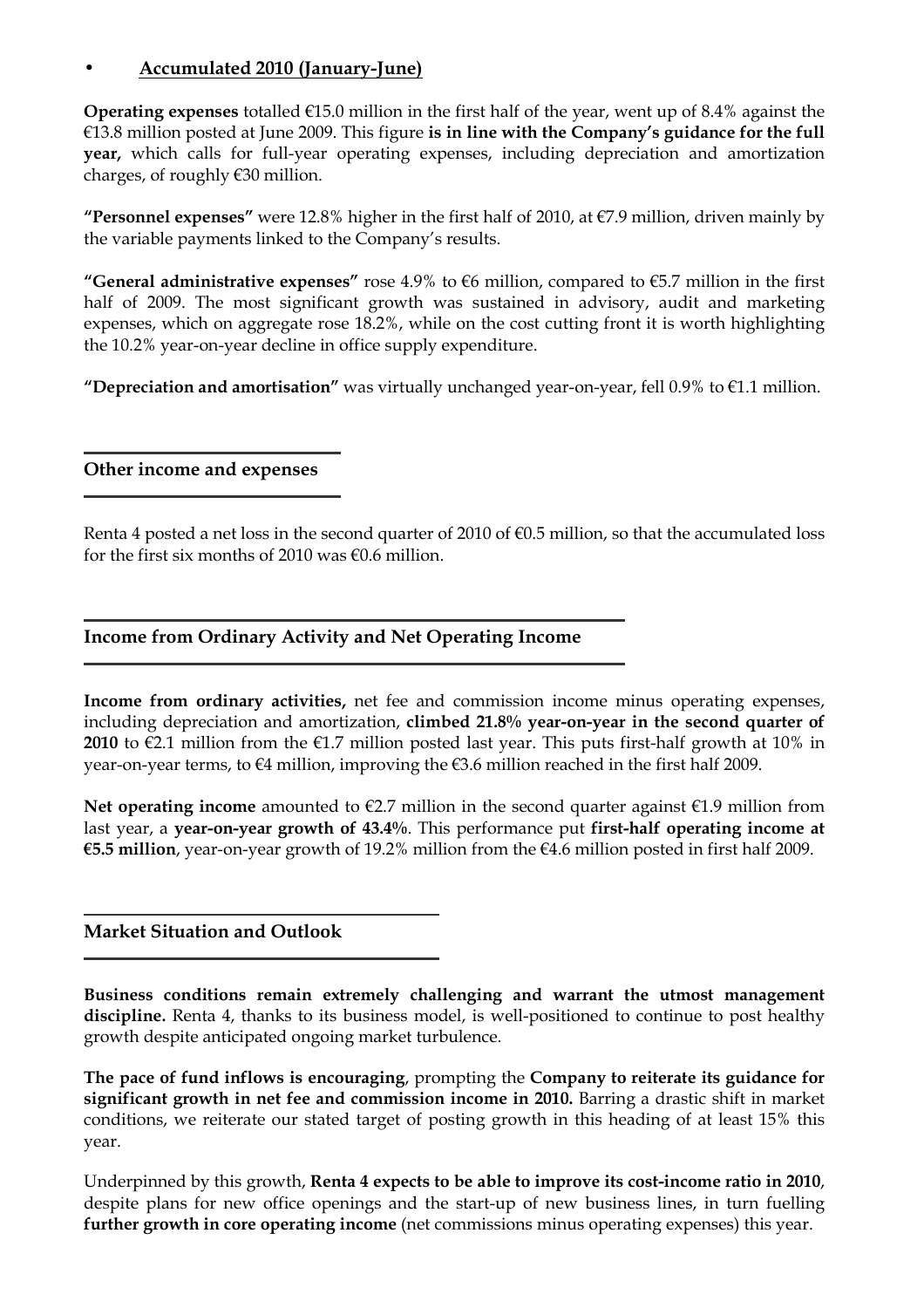- **Accumulated 2010 (January-June)**

**Operating expenses** totalled €15.0 million in the first half of the year, went up of 8.4% against the €13.8 million posted at June 2009. This figure **is in line with the Company's guidance for the full year,** which calls for full-year operating expenses, including depreciation and amortization charges, of roughly €30 million.

**"Personnel expenses"** were 12.8% higher in the first half of 2010, at €7.9 million, driven mainly by the variable payments linked to the Company's results.

**"General administrative expenses"** rose 4.9% to €6 million, compared to €5.7 million in the first half of 2009. The most significant growth was sustained in advisory, audit and marketing expenses, which on aggregate rose 18.2%, while on the cost cutting front it is worth highlighting the 10.2% year-on-year decline in office supply expenditure.

**"Depreciation and amortisation"** was virtually unchanged year-on-year, fell 0.9% to €1.1 million.

## Other income and expenses

Renta 4 posted a net loss in the second quarter of 2010 of €0.5 million, so that the accumulated loss for the first six months of 2010 was €0.6 million.

## Income from Ordinary Activity and Net Operating Income

**Income from ordinary activities,** net fee and commission income minus operating expenses, including depreciation and amortization, **climbed 21.8% year-on-year in the second quarter of 2010** to €2.1 million from the €1.7 million posted last year. This puts first-half growth at 10% in year-on-year terms, to €4 million, improving the €3.6 million reached in the first half 2009.

**Net operating income** amounted to €2.7 million in the second quarter against €1.9 million from last year, a **year-on-year growth of 43.4%**. This performance put **first-half operating income at €5.5 million**, year-on-year growth of 19.2% million from the €4.6 million posted in first half 2009.

## Market Situation and Outlook

**Business conditions remain extremely challenging and warrant the utmost management discipline.** Renta 4, thanks to its business model, is well-positioned to continue to post healthy growth despite anticipated ongoing market turbulence.

**The pace of fund inflows is encouraging**, prompting the **Company to reiterate its guidance for significant growth in net fee and commission income in 2010.** Barring a drastic shift in market conditions, we reiterate our stated target of posting growth in this heading of at least 15% this year.

Underpinned by this growth, **Renta 4 expects to be able to improve its cost-income ratio in 2010**, despite plans for new office openings and the start-up of new business lines, in turn fuelling **further growth in core operating income** (net commissions minus operating expenses) this year.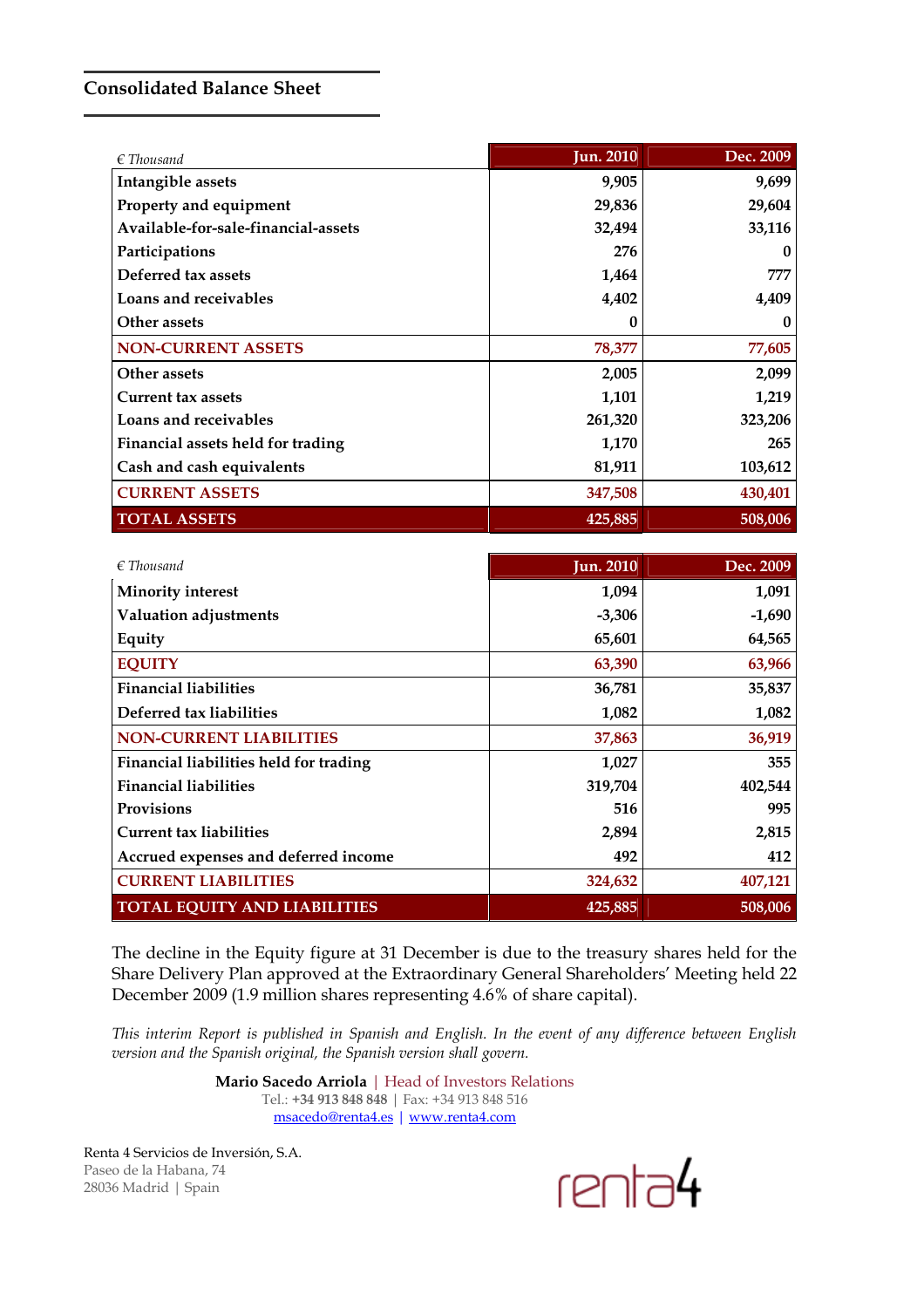## Consolidated Balance Sheet

| *€ Thousand* | Jun. 2010 | Dec. 2009 |
|---|---|---|
| Intangible assets | 9,905 | 9,699 |
| Property and equipment | 29,836 | 29,604 |
| Available-for-sale-financial-assets | 32,494 | 33,116 |
| Participations | 276 | 0 |
| Deferred tax assets | 1,464 | 777 |
| Loans and receivables | 4,402 | 4,409 |
| Other assets | 0 | 0 |
| NON-CURRENT ASSETS | 78,377 | 77,605 |
| Other assets | 2,005 | 2,099 |
| Current tax assets | 1,101 | 1,219 |
| Loans and receivables | 261,320 | 323,206 |
| Financial assets held for trading | 1,170 | 265 |
| Cash and cash equivalents | 81,911 | 103,612 |
| CURRENT ASSETS | 347,508 | 430,401 |
| TOTAL ASSETS | 425,885 | 508,006 |

| *€ Thousand* | Jun. 2010 | Dec. 2009 |
|---|---|---|
| Minority interest | 1,094 | 1,091 |
| Valuation adjustments | -3,306 | -1,690 |
| Equity | 65,601 | 64,565 |
| EQUITY | 63,390 | 63,966 |
| Financial liabilities | 36,781 | 35,837 |
| Deferred tax liabilities | 1,082 | 1,082 |
| NON-CURRENT LIABILITIES | 37,863 | 36,919 |
| Financial liabilities held for trading | 1,027 | 355 |
| Financial liabilities | 319,704 | 402,544 |
| Provisions | 516 | 995 |
| Current tax liabilities | 2,894 | 2,815 |
| Accrued expenses and deferred income | 492 | 412 |
| CURRENT LIABILITIES | 324,632 | 407,121 |
| TOTAL EQUITY AND LIABILITIES | 425,885 | 508,006 |

The decline in the Equity figure at 31 December is due to the treasury shares held for the Share Delivery Plan approved at the Extraordinary General Shareholders' Meeting held 22 December 2009 (1.9 million shares representing 4.6% of share capital).

*This interim Report is published in Spanish and English. In the event of any difference between English version and the Spanish original, the Spanish version shall govern.*

**Mario Sacedo Arriola** | Head of Investors Relations
Tel.: **+34 913 848 848** | Fax: +34 913 848 516
msacedo@renta4.es | www.renta4.com

Renta 4 Servicios de Inversión, S.A.
Paseo de la Habana, 74
28036 Madrid | Spain

renta4